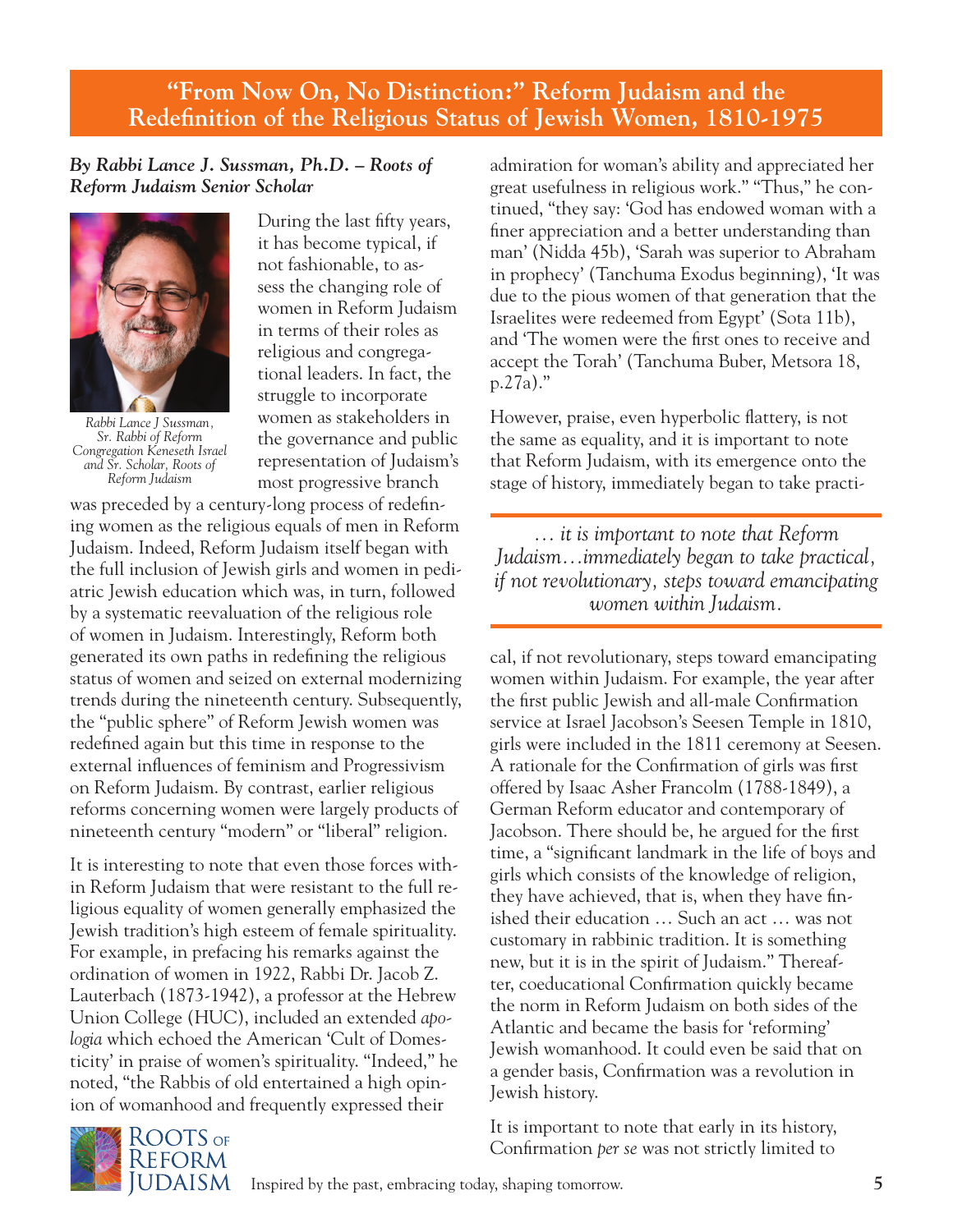# "From Now On, No Distinction:" Reform Judaism and the Redefinition of the Religious Status of Jewish Women, 1810-1975

***By Rabbi Lance J. Sussman, Ph.D. – Roots of Reform Judaism Senior Scholar***

*Rabbi Lance J Sussman, Sr. Rabbi of Reform Congregation Keneseth Israel and Sr. Scholar, Roots of Reform Judaism*

During the last fifty years, it has become typical, if not fashionable, to assess the changing role of women in Reform Judaism in terms of their roles as religious and congregational leaders. In fact, the struggle to incorporate women as stakeholders in the governance and public representation of Judaism's most progressive branch was preceded by a century-long process of redefining women as the religious equals of men in Reform Judaism. Indeed, Reform Judaism itself began with the full inclusion of Jewish girls and women in pediatric Jewish education which was, in turn, followed by a systematic reevaluation of the religious role of women in Judaism. Interestingly, Reform both generated its own paths in redefining the religious status of women and seized on external modernizing trends during the nineteenth century. Subsequently, the "public sphere" of Reform Jewish women was redefined again but this time in response to the external influences of feminism and Progressivism on Reform Judaism. By contrast, earlier religious reforms concerning women were largely products of nineteenth century "modern" or "liberal" religion.

It is interesting to note that even those forces within Reform Judaism that were resistant to the full religious equality of women generally emphasized the Jewish tradition's high esteem of female spirituality. For example, in prefacing his remarks against the ordination of women in 1922, Rabbi Dr. Jacob Z. Lauterbach (1873-1942), a professor at the Hebrew Union College (HUC), included an extended *apologia* which echoed the American 'Cult of Domesticity' in praise of women's spirituality. "Indeed," he noted, "the Rabbis of old entertained a high opinion of womanhood and frequently expressed their admiration for woman's ability and appreciated her great usefulness in religious work." "Thus," he continued, "they say: 'God has endowed woman with a finer appreciation and a better understanding than man' (Nidda 45b), 'Sarah was superior to Abraham in prophecy' (Tanchuma Exodus beginning), 'It was due to the pious women of that generation that the Israelites were redeemed from Egypt' (Sota 11b), and 'The women were the first ones to receive and accept the Torah' (Tanchuma Buber, Metsora 18, p.27a)."

However, praise, even hyperbolic flattery, is not the same as equality, and it is important to note that Reform Judaism, with its emergence onto the stage of history, immediately began to take practical, if not revolutionary, steps toward emancipating women within Judaism. For example, the year after the first public Jewish and all-male Confirmation service at Israel Jacobson's Seesen Temple in 1810, girls were included in the 1811 ceremony at Seesen. A rationale for the Confirmation of girls was first offered by Isaac Asher Francolm (1788-1849), a German Reform educator and contemporary of Jacobson. There should be, he argued for the first time, a "significant landmark in the life of boys and girls which consists of the knowledge of religion, they have achieved, that is, when they have finished their education … Such an act … was not customary in rabbinic tradition. It is something new, but it is in the spirit of Judaism." Thereafter, coeducational Confirmation quickly became the norm in Reform Judaism on both sides of the Atlantic and became the basis for 'reforming' Jewish womanhood. It could even be said that on a gender basis, Confirmation was a revolution in Jewish history.

> *… it is important to note that Reform Judaism…immediately began to take practical, if not revolutionary, steps toward emancipating women within Judaism.*

It is important to note that early in its history, Confirmation *per se* was not strictly limited to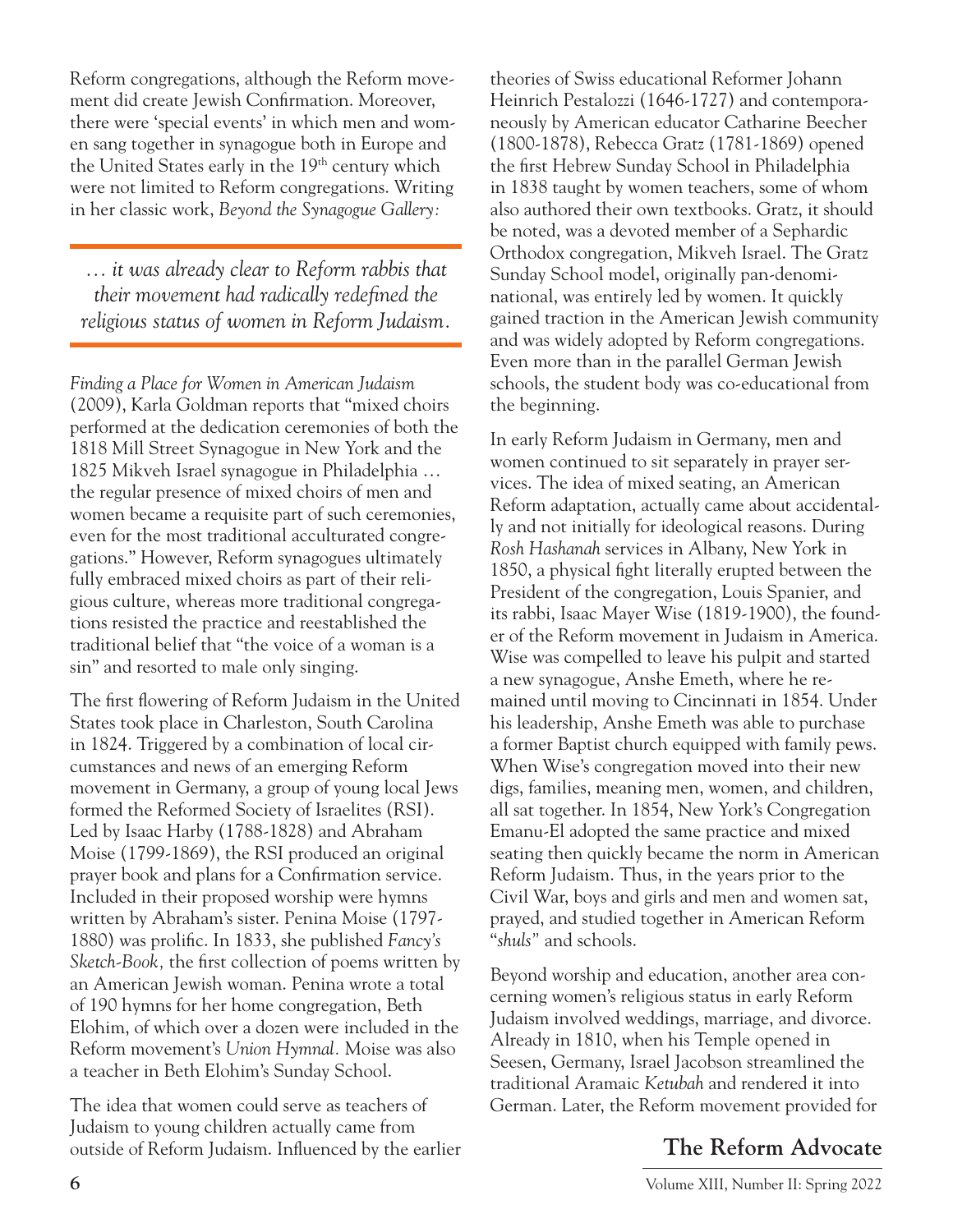Reform congregations, although the Reform movement did create Jewish Confirmation. Moreover, there were 'special events' in which men and women sang together in synagogue both in Europe and the United States early in the 19th century which were not limited to Reform congregations. Writing in her classic work, *Beyond the Synagogue Gallery: Finding a Place for Women in American Judaism* (2009), Karla Goldman reports that "mixed choirs performed at the dedication ceremonies of both the 1818 Mill Street Synagogue in New York and the 1825 Mikveh Israel synagogue in Philadelphia … the regular presence of mixed choirs of men and women became a requisite part of such ceremonies, even for the most traditional acculturated congregations." However, Reform synagogues ultimately fully embraced mixed choirs as part of their religious culture, whereas more traditional congregations resisted the practice and reestablished the traditional belief that "the voice of a woman is a sin" and resorted to male only singing.

> *… it was already clear to Reform rabbis that their movement had radically redefined the religious status of women in Reform Judaism.*

The first flowering of Reform Judaism in the United States took place in Charleston, South Carolina in 1824. Triggered by a combination of local circumstances and news of an emerging Reform movement in Germany, a group of young local Jews formed the Reformed Society of Israelites (RSI). Led by Isaac Harby (1788-1828) and Abraham Moise (1799-1869), the RSI produced an original prayer book and plans for a Confirmation service. Included in their proposed worship were hymns written by Abraham's sister. Penina Moise (1797-1880) was prolific. In 1833, she published *Fancy's Sketch-Book,* the first collection of poems written by an American Jewish woman. Penina wrote a total of 190 hymns for her home congregation, Beth Elohim, of which over a dozen were included in the Reform movement's *Union Hymnal.* Moise was also a teacher in Beth Elohim's Sunday School.

The idea that women could serve as teachers of Judaism to young children actually came from outside of Reform Judaism. Influenced by the earlier theories of Swiss educational Reformer Johann Heinrich Pestalozzi (1646-1727) and contemporaneously by American educator Catharine Beecher (1800-1878), Rebecca Gratz (1781-1869) opened the first Hebrew Sunday School in Philadelphia in 1838 taught by women teachers, some of whom also authored their own textbooks. Gratz, it should be noted, was a devoted member of a Sephardic Orthodox congregation, Mikveh Israel. The Gratz Sunday School model, originally pan-denominational, was entirely led by women. It quickly gained traction in the American Jewish community and was widely adopted by Reform congregations. Even more than in the parallel German Jewish schools, the student body was co-educational from the beginning.

In early Reform Judaism in Germany, men and women continued to sit separately in prayer services. The idea of mixed seating, an American Reform adaptation, actually came about accidentally and not initially for ideological reasons. During *Rosh Hashanah* services in Albany, New York in 1850, a physical fight literally erupted between the President of the congregation, Louis Spanier, and its rabbi, Isaac Mayer Wise (1819-1900), the founder of the Reform movement in Judaism in America. Wise was compelled to leave his pulpit and started a new synagogue, Anshe Emeth, where he remained until moving to Cincinnati in 1854. Under his leadership, Anshe Emeth was able to purchase a former Baptist church equipped with family pews. When Wise's congregation moved into their new digs, families, meaning men, women, and children, all sat together. In 1854, New York's Congregation Emanu-El adopted the same practice and mixed seating then quickly became the norm in American Reform Judaism. Thus, in the years prior to the Civil War, boys and girls and men and women sat, prayed, and studied together in American Reform "*shuls*" and schools.

Beyond worship and education, another area concerning women's religious status in early Reform Judaism involved weddings, marriage, and divorce. Already in 1810, when his Temple opened in Seesen, Germany, Israel Jacobson streamlined the traditional Aramaic *Ketubah* and rendered it into German. Later, the Reform movement provided for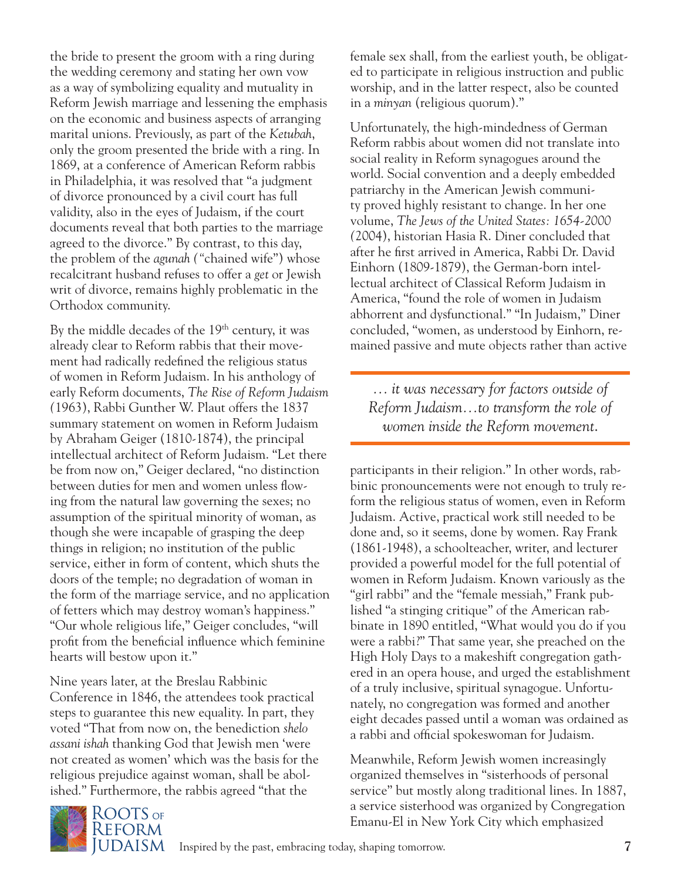the bride to present the groom with a ring during the wedding ceremony and stating her own vow as a way of symbolizing equality and mutuality in Reform Jewish marriage and lessening the emphasis on the economic and business aspects of arranging marital unions. Previously, as part of the *Ketubah*, only the groom presented the bride with a ring. In 1869, at a conference of American Reform rabbis in Philadelphia, it was resolved that "a judgment of divorce pronounced by a civil court has full validity, also in the eyes of Judaism, if the court documents reveal that both parties to the marriage agreed to the divorce." By contrast, to this day, the problem of the *agunah* ("chained wife") whose recalcitrant husband refuses to offer a *get* or Jewish writ of divorce, remains highly problematic in the Orthodox community.

By the middle decades of the 19th century, it was already clear to Reform rabbis that their movement had radically redefined the religious status of women in Reform Judaism. In his anthology of early Reform documents, *The Rise of Reform Judaism* (1963), Rabbi Gunther W. Plaut offers the 1837 summary statement on women in Reform Judaism by Abraham Geiger (1810-1874), the principal intellectual architect of Reform Judaism. "Let there be from now on," Geiger declared, "no distinction between duties for men and women unless flowing from the natural law governing the sexes; no assumption of the spiritual minority of woman, as though she were incapable of grasping the deep things in religion; no institution of the public service, either in form of content, which shuts the doors of the temple; no degradation of woman in the form of the marriage service, and no application of fetters which may destroy woman's happiness." "Our whole religious life," Geiger concludes, "will profit from the beneficial influence which feminine hearts will bestow upon it."

Nine years later, at the Breslau Rabbinic Conference in 1846, the attendees took practical steps to guarantee this new equality. In part, they voted "That from now on, the benediction *shelo assani ishah* thanking God that Jewish men 'were not created as women' which was the basis for the religious prejudice against woman, shall be abolished." Furthermore, the rabbis agreed "that the female sex shall, from the earliest youth, be obligated to participate in religious instruction and public worship, and in the latter respect, also be counted in a *minyan* (religious quorum)."

Unfortunately, the high-mindedness of German Reform rabbis about women did not translate into social reality in Reform synagogues around the world. Social convention and a deeply embedded patriarchy in the American Jewish community proved highly resistant to change. In her one volume, *The Jews of the United States: 1654-2000* (2004), historian Hasia R. Diner concluded that after he first arrived in America, Rabbi Dr. David Einhorn (1809-1879), the German-born intellectual architect of Classical Reform Judaism in America, "found the role of women in Judaism abhorrent and dysfunctional." "In Judaism," Diner concluded, "women, as understood by Einhorn, remained passive and mute objects rather than active participants in their religion." In other words, rabbinic pronouncements were not enough to truly reform the religious status of women, even in Reform Judaism. Active, practical work still needed to be done and, so it seems, done by women. Ray Frank (1861-1948), a schoolteacher, writer, and lecturer provided a powerful model for the full potential of women in Reform Judaism. Known variously as the "girl rabbi" and the "female messiah," Frank published "a stinging critique" of the American rabbinate in 1890 entitled, "What would you do if you were a rabbi?" That same year, she preached on the High Holy Days to a makeshift congregation gathered in an opera house, and urged the establishment of a truly inclusive, spiritual synagogue. Unfortunately, no congregation was formed and another eight decades passed until a woman was ordained as a rabbi and official spokeswoman for Judaism.

> *… it was necessary for factors outside of Reform Judaism…to transform the role of women inside the Reform movement.*

Meanwhile, Reform Jewish women increasingly organized themselves in "sisterhoods of personal service" but mostly along traditional lines. In 1887, a service sisterhood was organized by Congregation Emanu-El in New York City which emphasized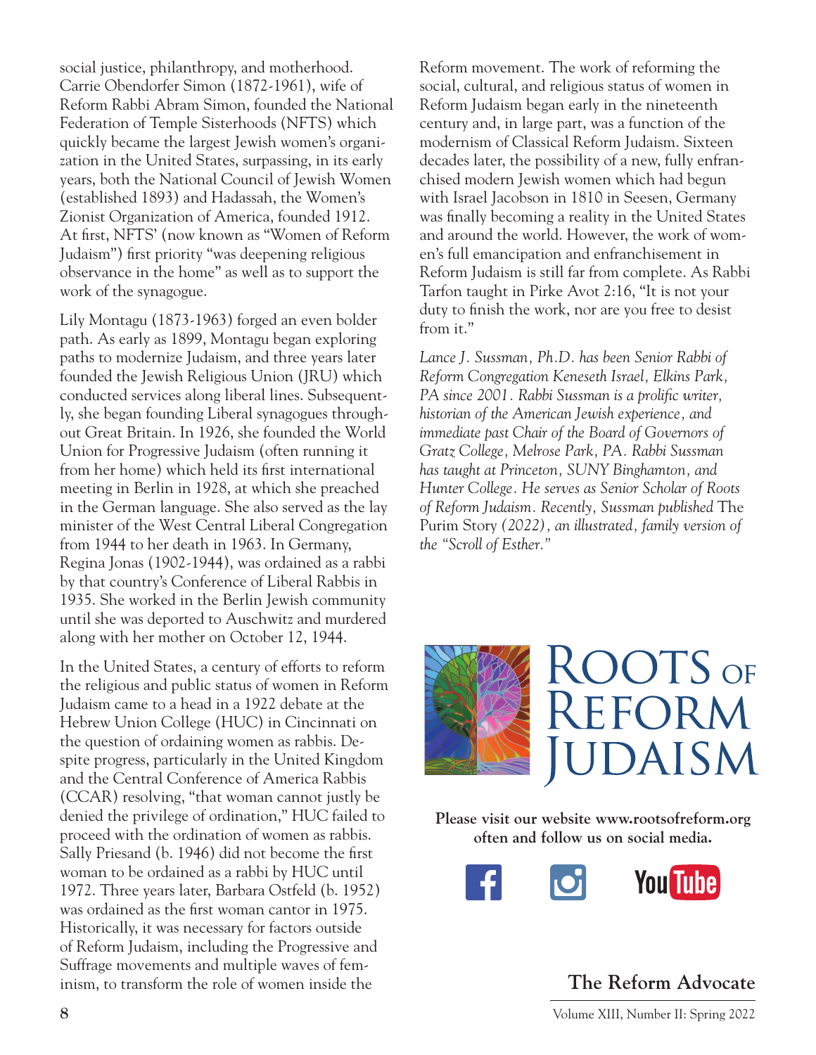social justice, philanthropy, and motherhood. Carrie Obendorfer Simon (1872-1961), wife of Reform Rabbi Abram Simon, founded the National Federation of Temple Sisterhoods (NFTS) which quickly became the largest Jewish women's organization in the United States, surpassing, in its early years, both the National Council of Jewish Women (established 1893) and Hadassah, the Women's Zionist Organization of America, founded 1912. At first, NFTS' (now known as "Women of Reform Judaism") first priority "was deepening religious observance in the home" as well as to support the work of the synagogue.

Lily Montagu (1873-1963) forged an even bolder path. As early as 1899, Montagu began exploring paths to modernize Judaism, and three years later founded the Jewish Religious Union (JRU) which conducted services along liberal lines. Subsequently, she began founding Liberal synagogues throughout Great Britain. In 1926, she founded the World Union for Progressive Judaism (often running it from her home) which held its first international meeting in Berlin in 1928, at which she preached in the German language. She also served as the lay minister of the West Central Liberal Congregation from 1944 to her death in 1963. In Germany, Regina Jonas (1902-1944), was ordained as a rabbi by that country's Conference of Liberal Rabbis in 1935. She worked in the Berlin Jewish community until she was deported to Auschwitz and murdered along with her mother on October 12, 1944.

In the United States, a century of efforts to reform the religious and public status of women in Reform Judaism came to a head in a 1922 debate at the Hebrew Union College (HUC) in Cincinnati on the question of ordaining women as rabbis. Despite progress, particularly in the United Kingdom and the Central Conference of America Rabbis (CCAR) resolving, "that woman cannot justly be denied the privilege of ordination," HUC failed to proceed with the ordination of women as rabbis. Sally Priesand (b. 1946) did not become the first woman to be ordained as a rabbi by HUC until 1972. Three years later, Barbara Ostfeld (b. 1952) was ordained as the first woman cantor in 1975. Historically, it was necessary for factors outside of Reform Judaism, including the Progressive and Suffrage movements and multiple waves of feminism, to transform the role of women inside the Reform movement. The work of reforming the social, cultural, and religious status of women in Reform Judaism began early in the nineteenth century and, in large part, was a function of the modernism of Classical Reform Judaism. Sixteen decades later, the possibility of a new, fully enfranchised modern Jewish women which had begun with Israel Jacobson in 1810 in Seesen, Germany was finally becoming a reality in the United States and around the world. However, the work of women's full emancipation and enfranchisement in Reform Judaism is still far from complete. As Rabbi Tarfon taught in Pirke Avot 2:16, "It is not your duty to finish the work, nor are you free to desist from it."

*Lance J. Sussman, Ph.D. has been Senior Rabbi of Reform Congregation Keneseth Israel, Elkins Park, PA since 2001. Rabbi Sussman is a prolific writer, historian of the American Jewish experience, and immediate past Chair of the Board of Governors of Gratz College, Melrose Park, PA. Rabbi Sussman has taught at Princeton, SUNY Binghamton, and Hunter College. He serves as Senior Scholar of Roots of Reform Judaism. Recently, Sussman published* The Purim Story *(2022), an illustrated, family version of the "Scroll of Esther."*

ROOTS OF REFORM JUDAISM

**Please visit our website www.rootsofreform.org often and follow us on social media.**